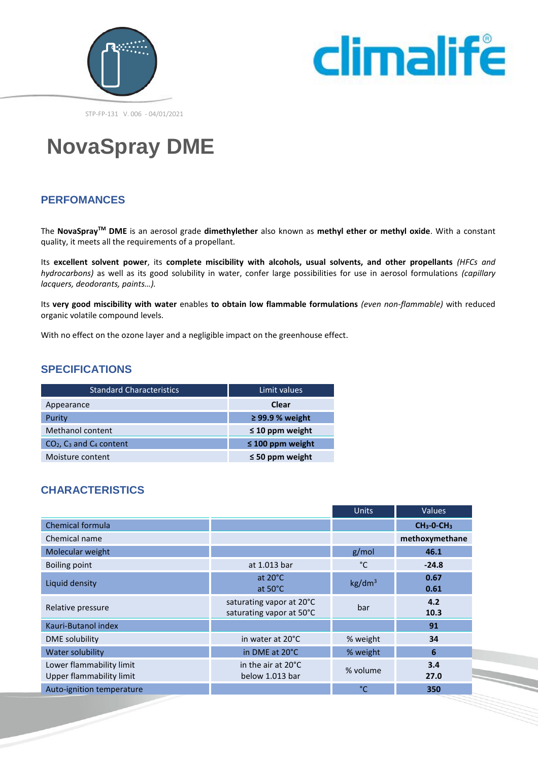STP-FP-131 V. 006 - 04/01/2021

# NovaSpray DME

## PERFOMANCES

The **NovaSpray[TM] DME** is an aerosol grade **dimethylether** also known as **methyl ether or methyl oxide**. With a constant quality, it meets all the requirements of a propellant.

Its **excellent solvent power**, its **complete miscibility with alcohols, usual solvents, and other propellants** *(HFCs and hydrocarbons)* as well as its good solubility in water, confer large possibilities for use in aerosol formulations *(capillary lacquers, deodorants, paints…).*

Its **very good miscibility with water** enables **to obtain low flammable formulations** *(even non-flammable)* with reduced organic volatile compound levels.

With no effect on the ozone layer and a negligible impact on the greenhouse effect.

## SPECIFICATIONS

| Standard Characteristics | Limit values |
|---|---|
| Appearance | **Clear** |
| Purity | **≥ 99.9 % weight** |
| Methanol content | **≤ 10 ppm weight** |
| $CO_2$, $C_3$ and $C_4$ content | **≤ 100 ppm weight** |
| Moisture content | **≤ 50 ppm weight** |

## CHARACTERISTICS

| | | Units | Values |
|---|---|---|---|
| Chemical formula | | | **$CH_3$-0-$CH_3$** |
| Chemical name | | | **methoxymethane** |
| Molecular weight | | g/mol | **46.1** |
| Boiling point | at 1.013 bar | °C | **-24.8** |
| Liquid density | at 20°C<br>at 50°C | kg/dm$^3$ | **0.67**<br>**0.61** |
| Relative pressure | saturating vapor at 20°C<br>saturating vapor at 50°C | bar | **4.2**<br>**10.3** |
| Kauri-Butanol index | | | **91** |
| DME solubility | in water at 20°C | % weight | **34** |
| Water solubility | in DME at 20°C | % weight | **6** |
| Lower flammability limit<br>Upper flammability limit | in the air at 20°C<br>below 1.013 bar | % volume | **3.4**<br>**27.0** |
| Auto-ignition temperature | | °C | **350** |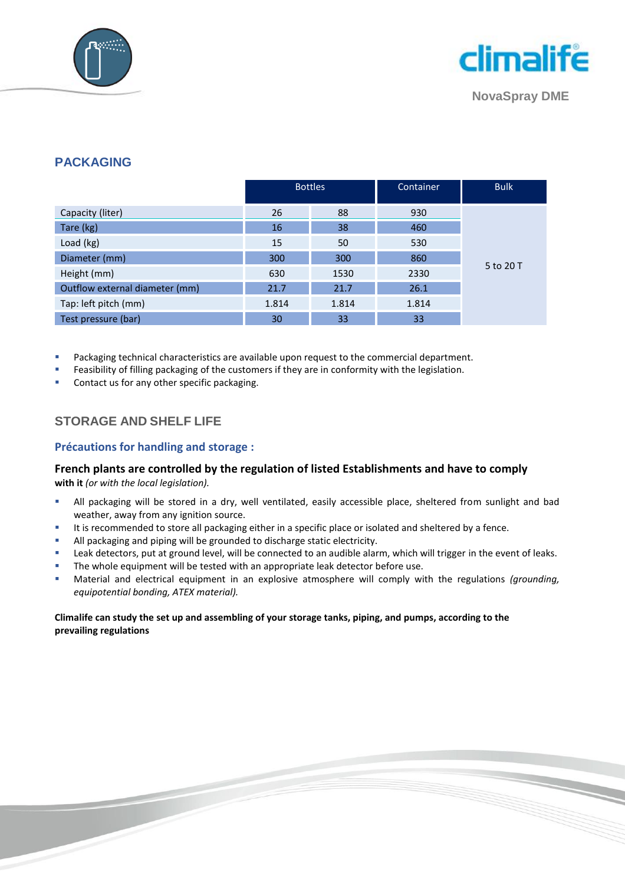## PACKAGING

| | Bottles | | Container | Bulk |
|---|---|---|---|---|
| Capacity (liter) | 26 | 88 | 930 | 5 to 20 T |
| Tare (kg) | 16 | 38 | 460 | |
| Load (kg) | 15 | 50 | 530 | |
| Diameter (mm) | 300 | 300 | 860 | |
| Height (mm) | 630 | 1530 | 2330 | |
| Outflow external diameter (mm) | 21.7 | 21.7 | 26.1 | |
| Tap: left pitch (mm) | 1.814 | 1.814 | 1.814 | |
| Test pressure (bar) | 30 | 33 | 33 | |

- Packaging technical characteristics are available upon request to the commercial department.
- Feasibility of filling packaging of the customers if they are in conformity with the legislation.
- Contact us for any other specific packaging.

## STORAGE AND SHELF LIFE

### Précautions for handling and storage :

**French plants are controlled by the regulation of listed Establishments and have to comply with it** *(or with the local legislation).*

- All packaging will be stored in a dry, well ventilated, easily accessible place, sheltered from sunlight and bad weather, away from any ignition source.
- It is recommended to store all packaging either in a specific place or isolated and sheltered by a fence.
- All packaging and piping will be grounded to discharge static electricity.
- Leak detectors, put at ground level, will be connected to an audible alarm, which will trigger in the event of leaks.
- The whole equipment will be tested with an appropriate leak detector before use.
- Material and electrical equipment in an explosive atmosphere will comply with the regulations *(grounding, equipotential bonding, ATEX material).*

**Climalife can study the set up and assembling of your storage tanks, piping, and pumps, according to the prevailing regulations**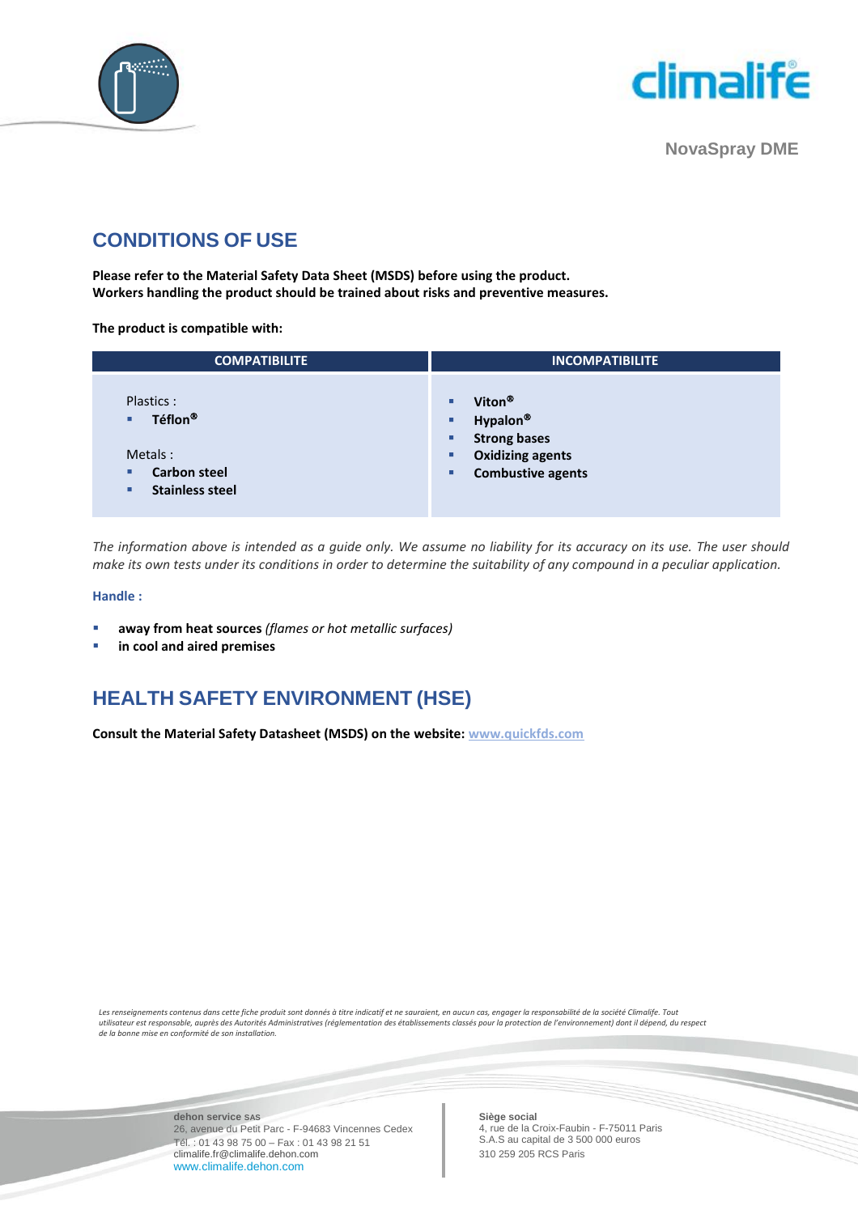NovaSpray DME

## CONDITIONS OF USE

**Please refer to the Material Safety Data Sheet (MSDS) before using the product.**
**Workers handling the product should be trained about risks and preventive measures.**

**The product is compatible with:**

| COMPATIBILITE | INCOMPATIBILITE |
|---|---|
| Plastics :<br>▪ **Téflon®**<br><br>Metals :<br>▪ **Carbon steel**<br>▪ **Stainless steel** | ▪ **Viton®**<br>▪ **Hypalon®**<br>▪ **Strong bases**<br>▪ **Oxidizing agents**<br>▪ **Combustive agents** |

*The information above is intended as a guide only. We assume no liability for its accuracy on its use. The user should make its own tests under its conditions in order to determine the suitability of any compound in a peculiar application.*

**Handle :**

- **away from heat sources** *(flames or hot metallic surfaces)*
- **in cool and aired premises**

## HEALTH SAFETY ENVIRONMENT (HSE)

**Consult the Material Safety Datasheet (MSDS) on the website: www.quickfds.com**

*Les renseignements contenus dans cette fiche produit sont donnés à titre indicatif et ne sauraient, en aucun cas, engager la responsabilité de la société Climalife. Tout utilisateur est responsable, auprès des Autorités Administratives (réglementation des établissements classés pour la protection de l'environnement) dont il dépend, du respect de la bonne mise en conformité de son installation.*

**dehon service SAS**
26, avenue du Petit Parc - F-94683 Vincennes Cedex
Tél. : 01 43 98 75 00 – Fax : 01 43 98 21 51
climalife.fr@climalife.dehon.com
www.climalife.dehon.com

**Siège social**
4, rue de la Croix-Faubin - F-75011 Paris
S.A.S au capital de 3 500 000 euros
310 259 205 RCS Paris